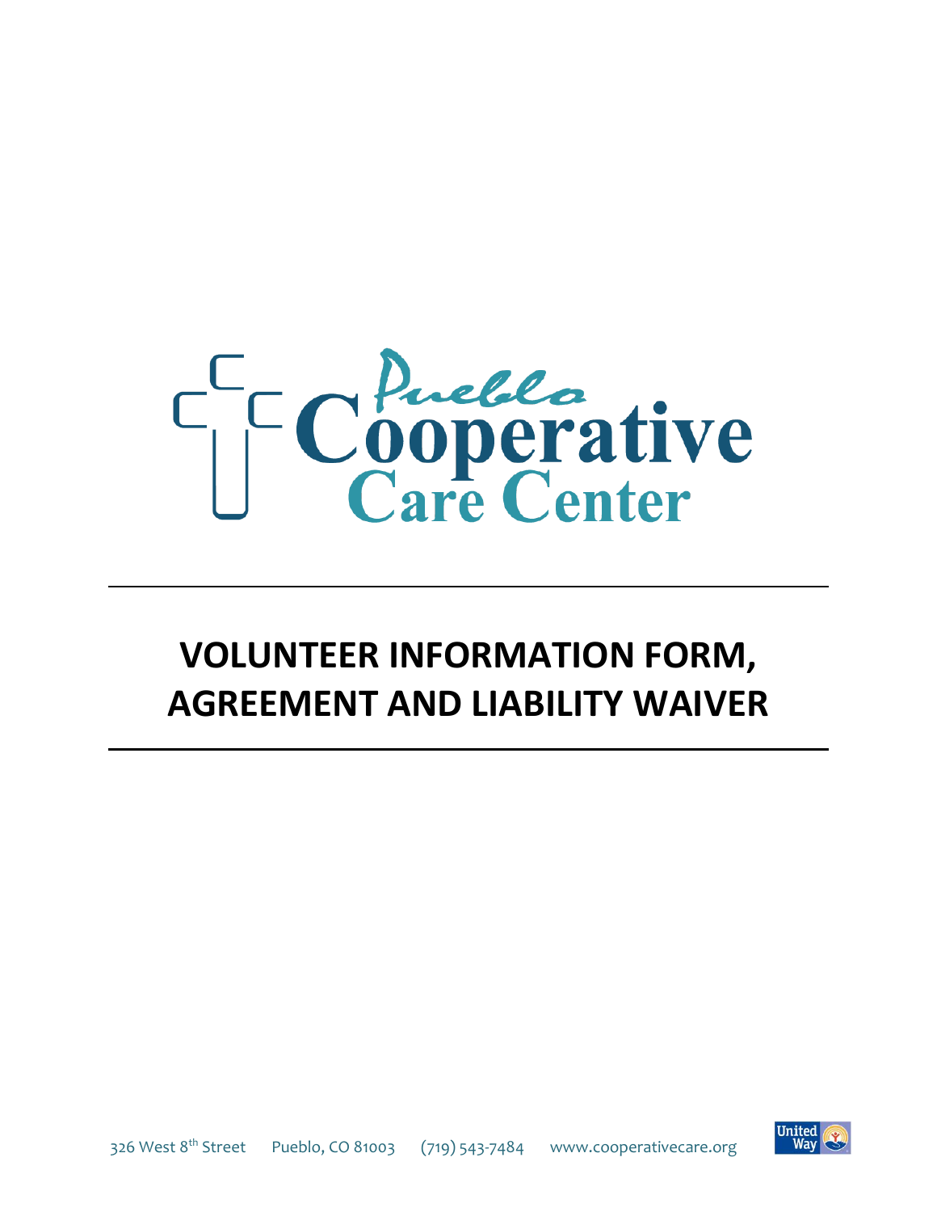Pueblo Cooperative Care Center

# VOLUNTEER INFORMATION FORM, AGREEMENT AND LIABILITY WAIVER

326 West 8th Street Pueblo, CO 81003 (719) 543-7484 www.cooperativecare.org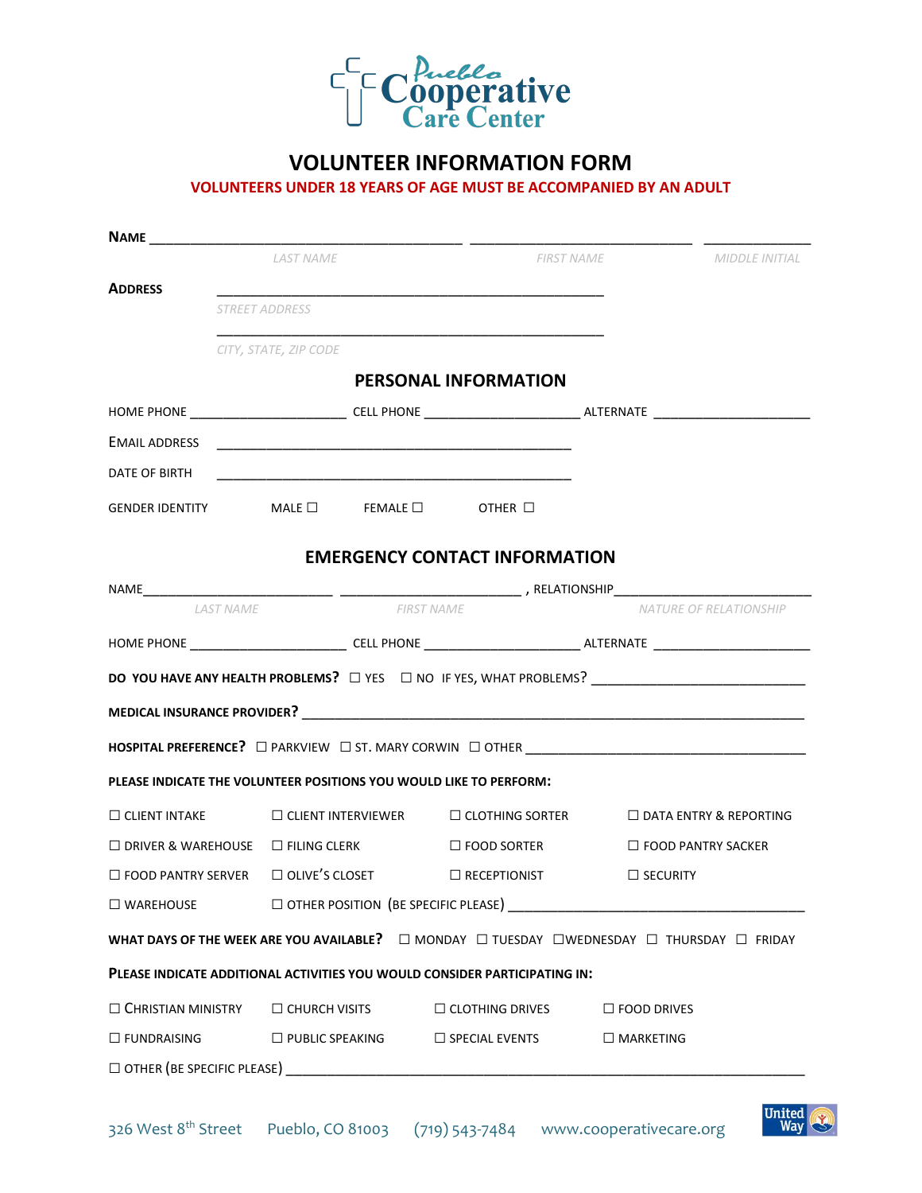Pueblo Cooperative Care Center

# VOLUNTEER INFORMATION FORM

**VOLUNTEERS UNDER 18 YEARS OF AGE MUST BE ACCOMPANIED BY AN ADULT**

**NAME** \_\_\_\_\_\_\_\_\_\_\_\_\_\_\_\_\_\_\_\_\_\_\_\_\_\_\_\_\_\_ \_\_\_\_\_\_\_\_\_\_\_\_\_\_\_\_\_\_\_\_\_\_\_\_ \_\_\_\_\_\_\_\_\_\_
*LAST NAME* *FIRST NAME* *MIDDLE INITIAL*

**ADDRESS** \_\_\_\_\_\_\_\_\_\_\_\_\_\_\_\_\_\_\_\_\_\_\_\_\_\_\_\_\_\_\_\_\_\_\_\_\_\_
*STREET ADDRESS*

\_\_\_\_\_\_\_\_\_\_\_\_\_\_\_\_\_\_\_\_\_\_\_\_\_\_\_\_\_\_\_\_\_\_\_\_\_\_
*CITY, STATE, ZIP CODE*

## PERSONAL INFORMATION

HOME PHONE \_\_\_\_\_\_\_\_\_\_\_\_\_\_\_\_ CELL PHONE \_\_\_\_\_\_\_\_\_\_\_\_\_\_\_\_ ALTERNATE \_\_\_\_\_\_\_\_\_\_\_\_\_\_\_\_

EMAIL ADDRESS \_\_\_\_\_\_\_\_\_\_\_\_\_\_\_\_\_\_\_\_\_\_\_\_\_\_\_\_\_\_\_\_\_\_\_\_\_\_

DATE OF BIRTH \_\_\_\_\_\_\_\_\_\_\_\_\_\_\_\_\_\_\_\_\_\_\_\_\_\_\_\_\_\_\_\_\_\_\_\_\_\_

GENDER IDENTITY MALE ☐ FEMALE ☐ OTHER ☐

## EMERGENCY CONTACT INFORMATION

NAME\_\_\_\_\_\_\_\_\_\_\_\_\_\_\_\_\_\_\_\_ \_\_\_\_\_\_\_\_\_\_\_\_\_\_\_\_\_\_\_\_ , RELATIONSHIP\_\_\_\_\_\_\_\_\_\_\_\_\_\_\_\_\_\_\_\_
*LAST NAME* *FIRST NAME* *NATURE OF RELATIONSHIP*

HOME PHONE \_\_\_\_\_\_\_\_\_\_\_\_\_\_\_\_ CELL PHONE \_\_\_\_\_\_\_\_\_\_\_\_\_\_\_\_ ALTERNATE \_\_\_\_\_\_\_\_\_\_\_\_\_\_\_\_

**DO YOU HAVE ANY HEALTH PROBLEMS?** ☐ YES ☐ NO IF YES, WHAT PROBLEMS? \_\_\_\_\_\_\_\_\_\_\_\_\_\_\_\_\_\_\_\_\_\_\_\_

**MEDICAL INSURANCE PROVIDER?** \_\_\_\_\_\_\_\_\_\_\_\_\_\_\_\_\_\_\_\_\_\_\_\_\_\_\_\_\_\_\_\_\_\_\_\_\_\_\_\_\_\_\_\_\_\_\_\_\_\_

**HOSPITAL PREFERENCE?** ☐ PARKVIEW ☐ ST. MARY CORWIN ☐ OTHER \_\_\_\_\_\_\_\_\_\_\_\_\_\_\_\_\_\_\_\_\_\_\_\_\_\_\_\_\_\_

**PLEASE INDICATE THE VOLUNTEER POSITIONS YOU WOULD LIKE TO PERFORM:**

| | | | |
|---|---|---|---|
| ☐ CLIENT INTAKE | ☐ CLIENT INTERVIEWER | ☐ CLOTHING SORTER | ☐ DATA ENTRY & REPORTING |
| ☐ DRIVER & WAREHOUSE | ☐ FILING CLERK | ☐ FOOD SORTER | ☐ FOOD PANTRY SACKER |
| ☐ FOOD PANTRY SERVER | ☐ OLIVE'S CLOSET | ☐ RECEPTIONIST | ☐ SECURITY |
| ☐ WAREHOUSE | ☐ OTHER POSITION (BE SPECIFIC PLEASE) \_\_\_\_\_\_\_\_\_\_\_\_\_\_\_\_\_\_\_\_ | | |

**WHAT DAYS OF THE WEEK ARE YOU AVAILABLE?** ☐ MONDAY ☐ TUESDAY ☐WEDNESDAY ☐ THURSDAY ☐ FRIDAY

**PLEASE INDICATE ADDITIONAL ACTIVITIES YOU WOULD CONSIDER PARTICIPATING IN:**

| | | | |
|---|---|---|---|
| ☐ CHRISTIAN MINISTRY | ☐ CHURCH VISITS | ☐ CLOTHING DRIVES | ☐ FOOD DRIVES |
| ☐ FUNDRAISING | ☐ PUBLIC SPEAKING | ☐ SPECIAL EVENTS | ☐ MARKETING |

☐ OTHER (BE SPECIFIC PLEASE) \_\_\_\_\_\_\_\_\_\_\_\_\_\_\_\_\_\_\_\_\_\_\_\_\_\_\_\_\_\_\_\_\_\_\_\_\_\_\_\_\_\_\_\_\_\_\_\_

326 West 8th Street Pueblo, CO 81003 (719) 543-7484 www.cooperativecare.org

United Way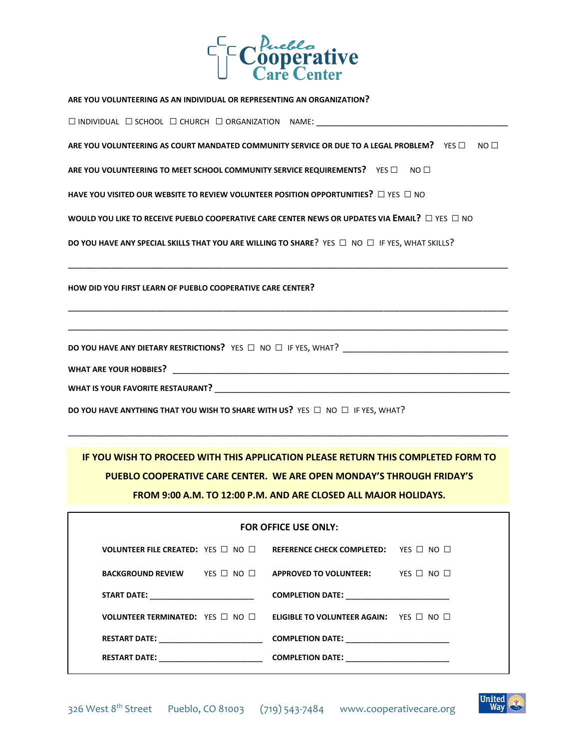# Pueblo Cooperative Care Center

**ARE YOU VOLUNTEERING AS AN INDIVIDUAL OR REPRESENTING AN ORGANIZATION?**

☐ INDIVIDUAL ☐ SCHOOL ☐ CHURCH ☐ ORGANIZATION NAME: ____________________________________________

**ARE YOU VOLUNTEERING AS COURT MANDATED COMMUNITY SERVICE OR DUE TO A LEGAL PROBLEM?** YES ☐ NO ☐

**ARE YOU VOLUNTEERING TO MEET SCHOOL COMMUNITY SERVICE REQUIREMENTS?** YES ☐ NO ☐

**HAVE YOU VISITED OUR WEBSITE TO REVIEW VOLUNTEER POSITION OPPORTUNITIES?** ☐ YES ☐ NO

**WOULD YOU LIKE TO RECEIVE PUEBLO COOPERATIVE CARE CENTER NEWS OR UPDATES VIA EMAIL?** ☐ YES ☐ NO

**DO YOU HAVE ANY SPECIAL SKILLS THAT YOU ARE WILLING TO SHARE?** YES ☐ NO ☐ IF YES, WHAT SKILLS?

_____________________________________________________________________________________________

**HOW DID YOU FIRST LEARN OF PUEBLO COOPERATIVE CARE CENTER?**

_____________________________________________________________________________________________

_____________________________________________________________________________________________

**DO YOU HAVE ANY DIETARY RESTRICTIONS?** YES ☐ NO ☐ IF YES, WHAT? ____________________________________

**WHAT ARE YOUR HOBBIES?** ______________________________________________________________________

**WHAT IS YOUR FAVORITE RESTAURANT?** __________________________________________________________

**DO YOU HAVE ANYTHING THAT YOU WISH TO SHARE WITH US?** YES ☐ NO ☐ IF YES, WHAT?

_____________________________________________________________________________________________

**IF YOU WISH TO PROCEED WITH THIS APPLICATION PLEASE RETURN THIS COMPLETED FORM TO PUEBLO COOPERATIVE CARE CENTER. WE ARE OPEN MONDAY'S THROUGH FRIDAY'S FROM 9:00 A.M. TO 12:00 P.M. AND ARE CLOSED ALL MAJOR HOLIDAYS.**

**FOR OFFICE USE ONLY:**

| | |
|---|---|
| **VOLUNTEER FILE CREATED:** YES ☐ NO ☐ | **REFERENCE CHECK COMPLETED:** YES ☐ NO ☐ |
| **BACKGROUND REVIEW** YES ☐ NO ☐ | **APPROVED TO VOLUNTEER:** YES ☐ NO ☐ |
| **START DATE:** ________________________ | **COMPLETION DATE:** ________________________ |
| **VOLUNTEER TERMINATED:** YES ☐ NO ☐ | **ELIGIBLE TO VOLUNTEER AGAIN:** YES ☐ NO ☐ |
| **RESTART DATE:** ________________________ | **COMPLETION DATE:** ________________________ |
| **RESTART DATE:** ________________________ | **COMPLETION DATE:** ________________________ |

326 West 8th Street Pueblo, CO 81003 (719) 543-7484 www.cooperativecare.org

United Way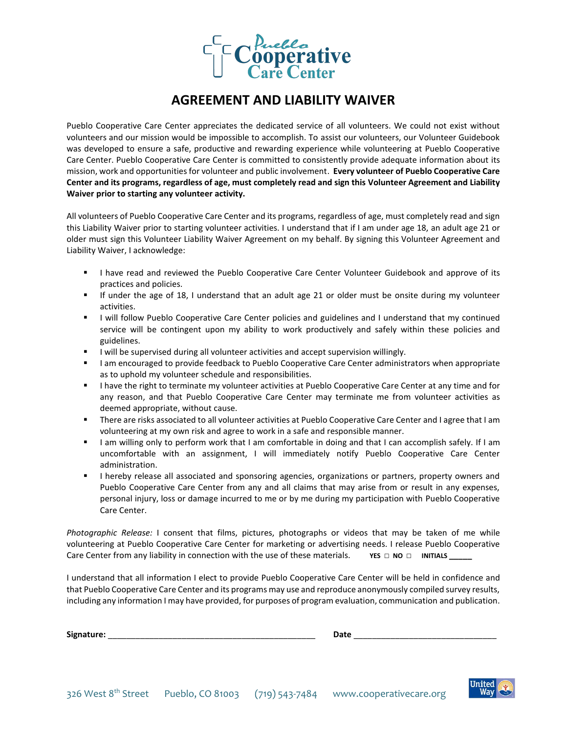Pueblo Cooperative Care Center

# AGREEMENT AND LIABILITY WAIVER

Pueblo Cooperative Care Center appreciates the dedicated service of all volunteers. We could not exist without volunteers and our mission would be impossible to accomplish. To assist our volunteers, our Volunteer Guidebook was developed to ensure a safe, productive and rewarding experience while volunteering at Pueblo Cooperative Care Center. Pueblo Cooperative Care Center is committed to consistently provide adequate information about its mission, work and opportunities for volunteer and public involvement. **Every volunteer of Pueblo Cooperative Care Center and its programs, regardless of age, must completely read and sign this Volunteer Agreement and Liability Waiver prior to starting any volunteer activity.**

All volunteers of Pueblo Cooperative Care Center and its programs, regardless of age, must completely read and sign this Liability Waiver prior to starting volunteer activities. I understand that if I am under age 18, an adult age 21 or older must sign this Volunteer Liability Waiver Agreement on my behalf. By signing this Volunteer Agreement and Liability Waiver, I acknowledge:

- I have read and reviewed the Pueblo Cooperative Care Center Volunteer Guidebook and approve of its practices and policies.
- If under the age of 18, I understand that an adult age 21 or older must be onsite during my volunteer activities.
- I will follow Pueblo Cooperative Care Center policies and guidelines and I understand that my continued service will be contingent upon my ability to work productively and safely within these policies and guidelines.
- I will be supervised during all volunteer activities and accept supervision willingly.
- I am encouraged to provide feedback to Pueblo Cooperative Care Center administrators when appropriate as to uphold my volunteer schedule and responsibilities.
- I have the right to terminate my volunteer activities at Pueblo Cooperative Care Center at any time and for any reason, and that Pueblo Cooperative Care Center may terminate me from volunteer activities as deemed appropriate, without cause.
- There are risks associated to all volunteer activities at Pueblo Cooperative Care Center and I agree that I am volunteering at my own risk and agree to work in a safe and responsible manner.
- I am willing only to perform work that I am comfortable in doing and that I can accomplish safely. If I am uncomfortable with an assignment, I will immediately notify Pueblo Cooperative Care Center administration.
- I hereby release all associated and sponsoring agencies, organizations or partners, property owners and Pueblo Cooperative Care Center from any and all claims that may arise from or result in any expenses, personal injury, loss or damage incurred to me or by me during my participation with Pueblo Cooperative Care Center.

*Photographic Release:* I consent that films, pictures, photographs or videos that may be taken of me while volunteering at Pueblo Cooperative Care Center for marketing or advertising needs. I release Pueblo Cooperative Care Center from any liability in connection with the use of these materials. **YES □ NO □ INITIALS ______**

I understand that all information I elect to provide Pueblo Cooperative Care Center will be held in confidence and that Pueblo Cooperative Care Center and its programs may use and reproduce anonymously compiled survey results, including any information I may have provided, for purposes of program evaluation, communication and publication.

**Signature:** ____________________________________________ **Date** _______________________________

326 West 8th Street Pueblo, CO 81003 (719) 543-7484 www.cooperativecare.org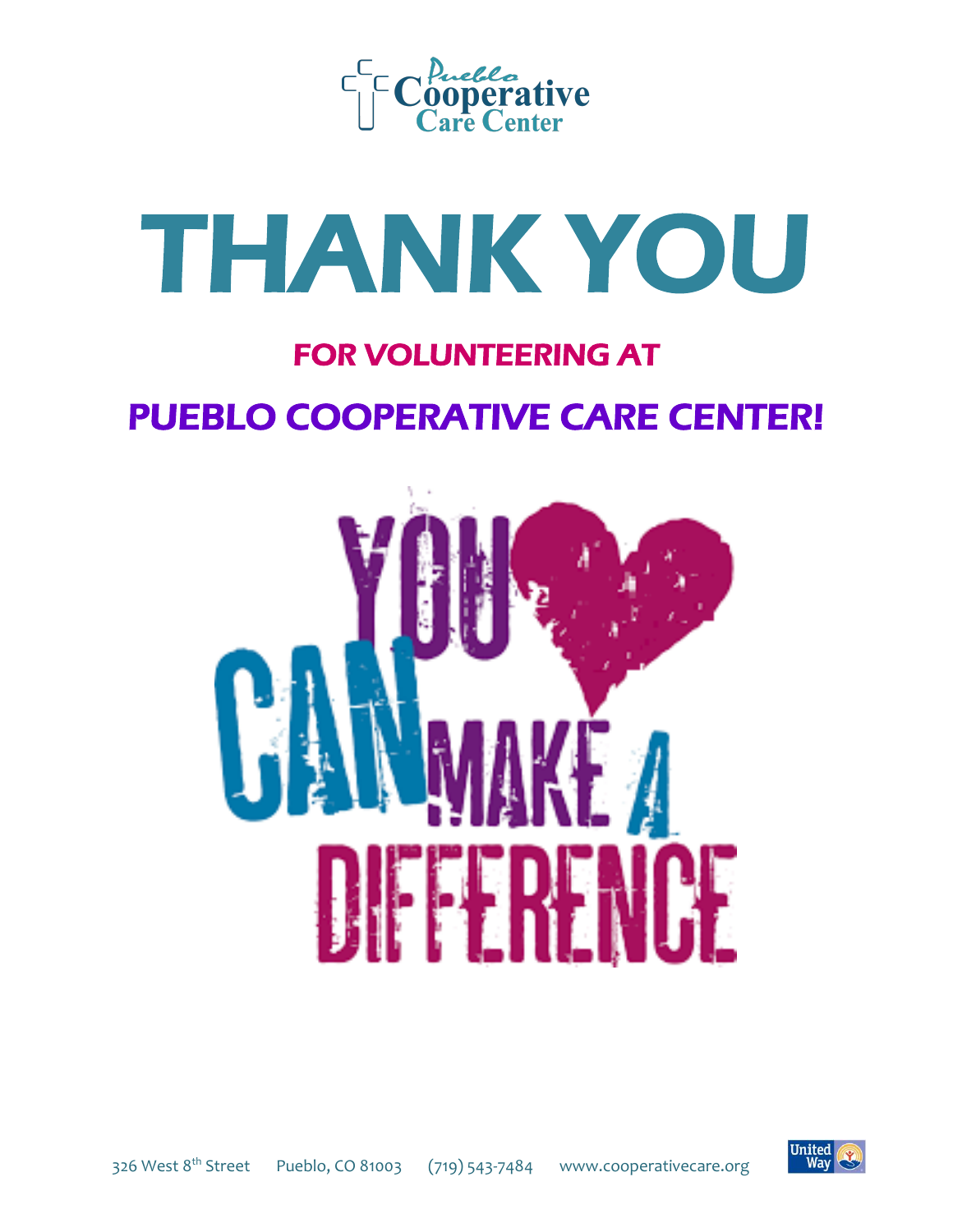Pueblo Cooperative Care Center

# THANK YOU

## FOR VOLUNTEERING AT

## PUEBLO COOPERATIVE CARE CENTER!

YOU CAN MAKE A DIFFERENCE

326 West 8th Street Pueblo, CO 81003 (719) 543-7484 www.cooperativecare.org

United Way